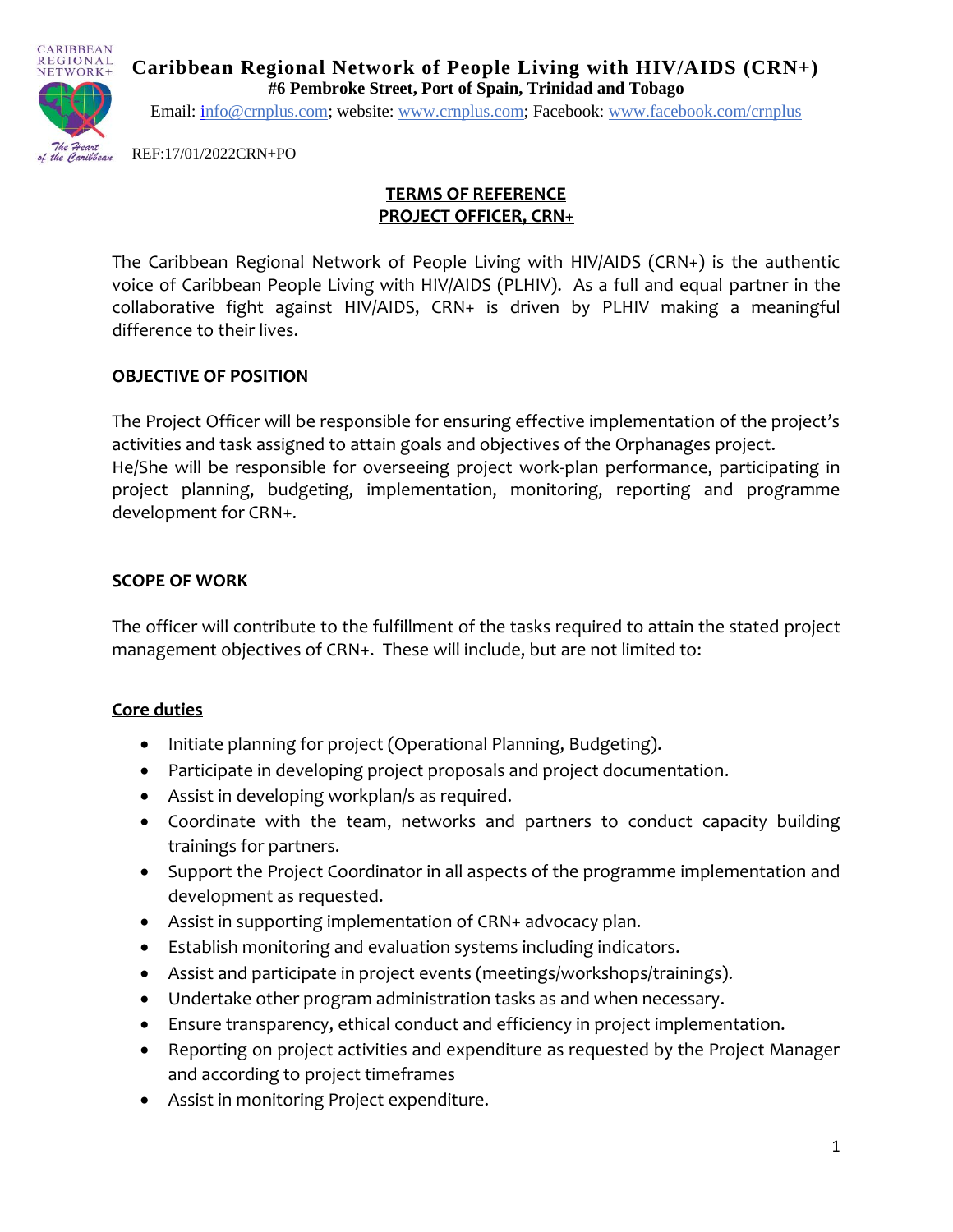**Caribbean Regional Network of People Living with HIV/AIDS (CRN+)**
**#6 Pembroke Street, Port of Spain, Trinidad and Tobago**
Email: info@crnplus.com; website: www.crnplus.com; Facebook: www.facebook.com/crnplus

REF:17/01/2022CRN+PO

# TERMS OF REFERENCE
# PROJECT OFFICER, CRN+

The Caribbean Regional Network of People Living with HIV/AIDS (CRN+) is the authentic voice of Caribbean People Living with HIV/AIDS (PLHIV). As a full and equal partner in the collaborative fight against HIV/AIDS, CRN+ is driven by PLHIV making a meaningful difference to their lives.

## OBJECTIVE OF POSITION

The Project Officer will be responsible for ensuring effective implementation of the project's activities and task assigned to attain goals and objectives of the Orphanages project.
He/She will be responsible for overseeing project work-plan performance, participating in project planning, budgeting, implementation, monitoring, reporting and programme development for CRN+.

## SCOPE OF WORK

The officer will contribute to the fulfillment of the tasks required to attain the stated project management objectives of CRN+. These will include, but are not limited to:

### Core duties

- Initiate planning for project (Operational Planning, Budgeting).
- Participate in developing project proposals and project documentation.
- Assist in developing workplan/s as required.
- Coordinate with the team, networks and partners to conduct capacity building trainings for partners.
- Support the Project Coordinator in all aspects of the programme implementation and development as requested.
- Assist in supporting implementation of CRN+ advocacy plan.
- Establish monitoring and evaluation systems including indicators.
- Assist and participate in project events (meetings/workshops/trainings).
- Undertake other program administration tasks as and when necessary.
- Ensure transparency, ethical conduct and efficiency in project implementation.
- Reporting on project activities and expenditure as requested by the Project Manager and according to project timeframes
- Assist in monitoring Project expenditure.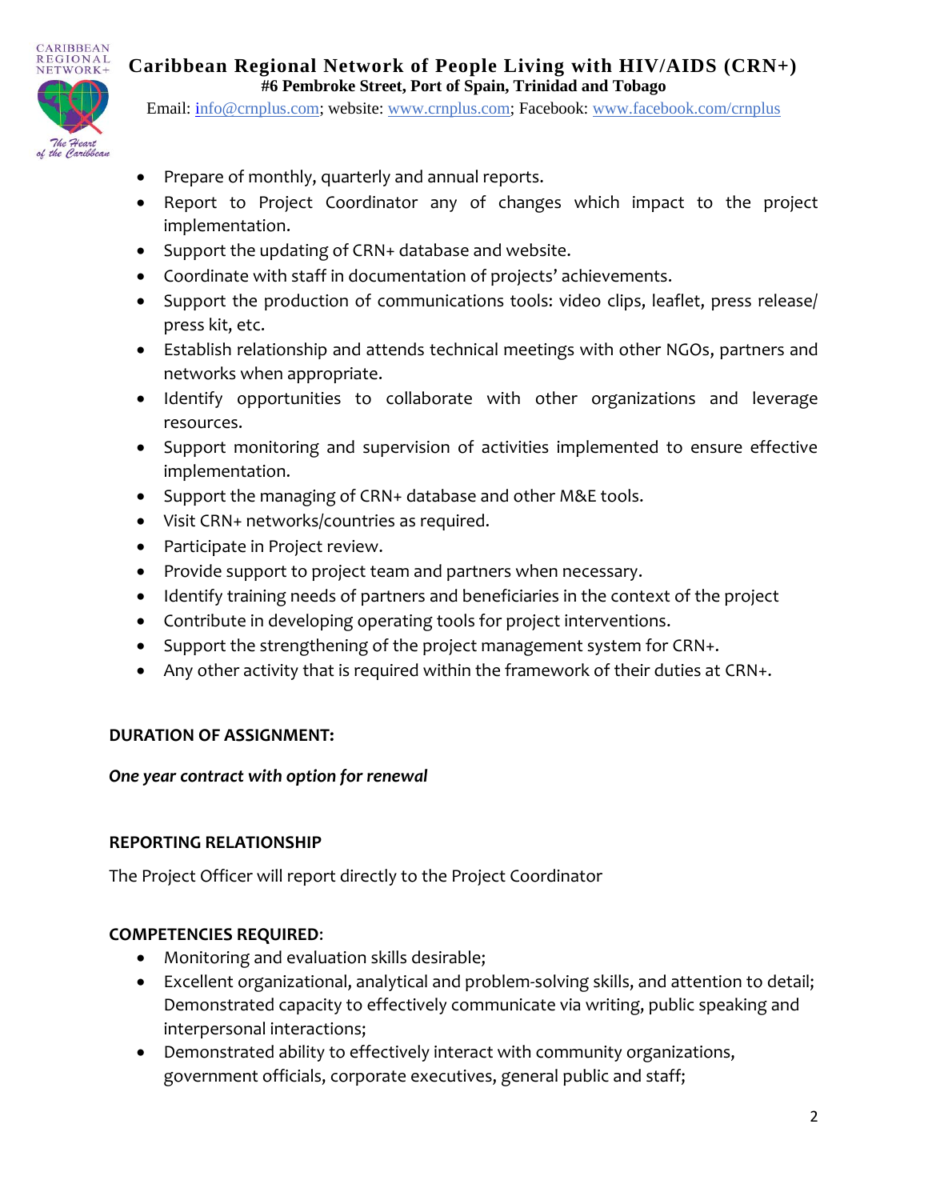- Prepare of monthly, quarterly and annual reports.
- Report to Project Coordinator any of changes which impact to the project implementation.
- Support the updating of CRN+ database and website.
- Coordinate with staff in documentation of projects' achievements.
- Support the production of communications tools: video clips, leaflet, press release/ press kit, etc.
- Establish relationship and attends technical meetings with other NGOs, partners and networks when appropriate.
- Identify opportunities to collaborate with other organizations and leverage resources.
- Support monitoring and supervision of activities implemented to ensure effective implementation.
- Support the managing of CRN+ database and other M&E tools.
- Visit CRN+ networks/countries as required.
- Participate in Project review.
- Provide support to project team and partners when necessary.
- Identify training needs of partners and beneficiaries in the context of the project
- Contribute in developing operating tools for project interventions.
- Support the strengthening of the project management system for CRN+.
- Any other activity that is required within the framework of their duties at CRN+.

**DURATION OF ASSIGNMENT:**

***One year contract with option for renewal***

**REPORTING RELATIONSHIP**

The Project Officer will report directly to the Project Coordinator

**COMPETENCIES REQUIRED**:

- Monitoring and evaluation skills desirable;
- Excellent organizational, analytical and problem-solving skills, and attention to detail; Demonstrated capacity to effectively communicate via writing, public speaking and interpersonal interactions;
- Demonstrated ability to effectively interact with community organizations, government officials, corporate executives, general public and staff;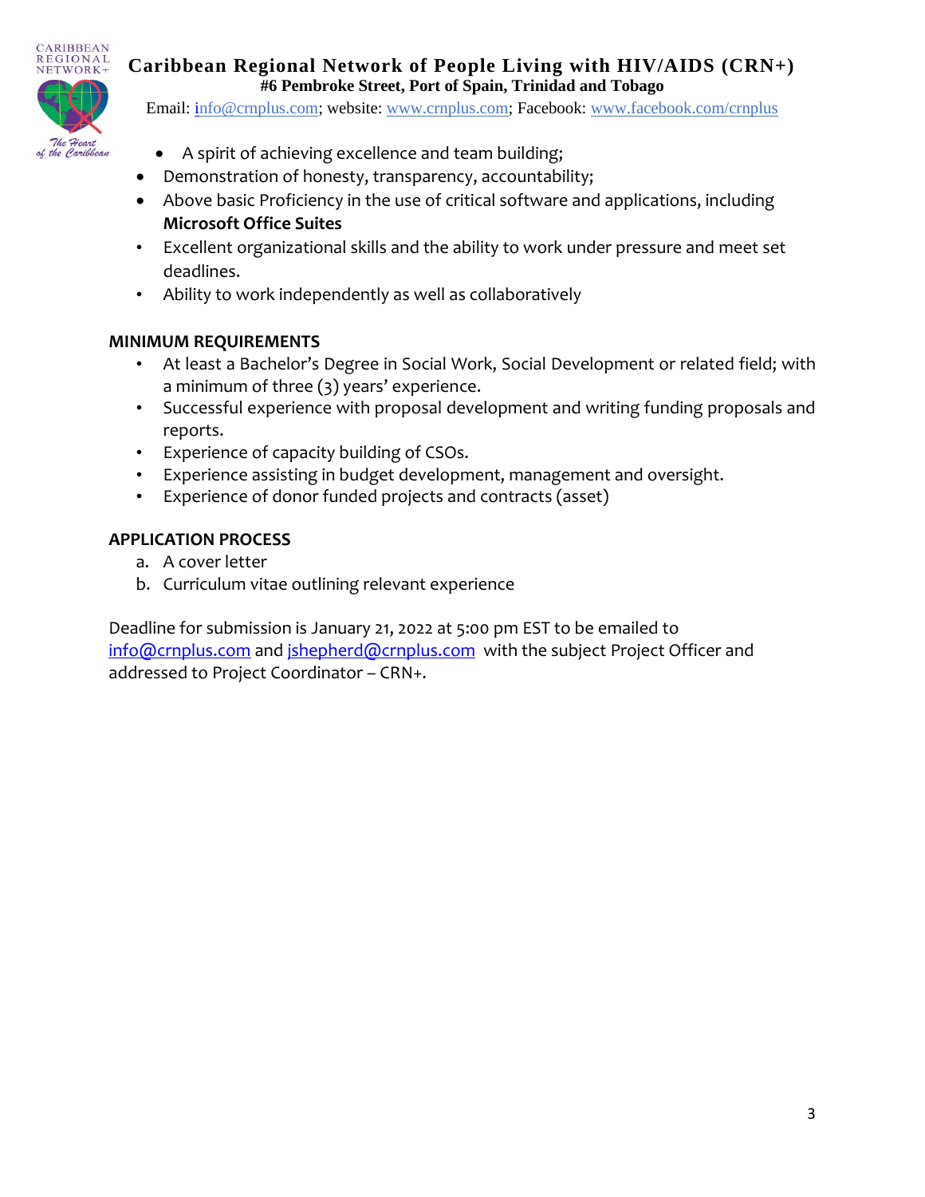- A spirit of achieving excellence and team building;
- Demonstration of honesty, transparency, accountability;
- Above basic Proficiency in the use of critical software and applications, including **Microsoft Office Suites**
- Excellent organizational skills and the ability to work under pressure and meet set deadlines.
- Ability to work independently as well as collaboratively

**MINIMUM REQUIREMENTS**

- At least a Bachelor's Degree in Social Work, Social Development or related field; with a minimum of three (3) years' experience.
- Successful experience with proposal development and writing funding proposals and reports.
- Experience of capacity building of CSOs.
- Experience assisting in budget development, management and oversight.
- Experience of donor funded projects and contracts (asset)

**APPLICATION PROCESS**

a. A cover letter
b. Curriculum vitae outlining relevant experience

Deadline for submission is January 21, 2022 at 5:00 pm EST to be emailed to info@crnplus.com and jshepherd@crnplus.com with the subject Project Officer and addressed to Project Coordinator – CRN+.